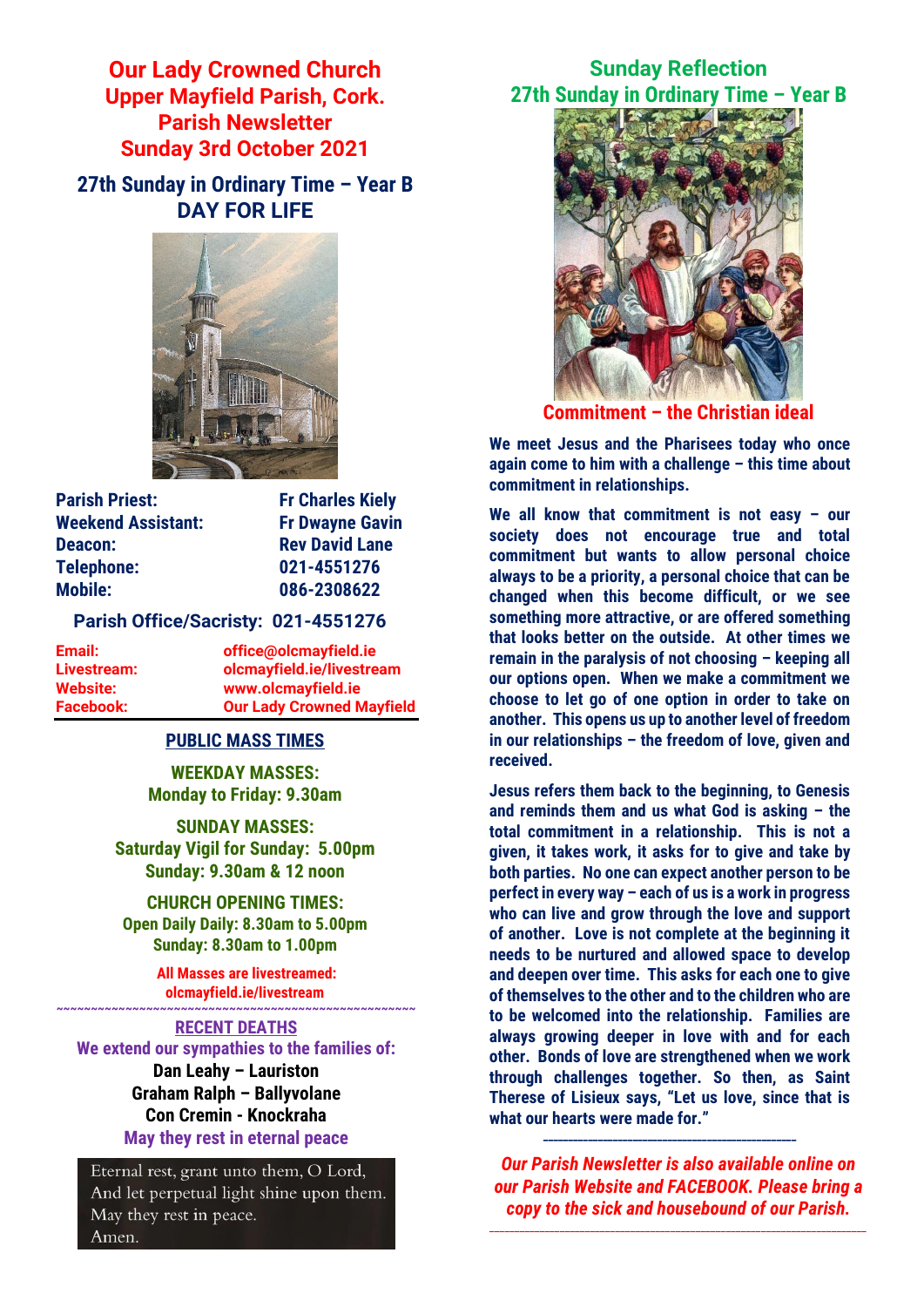# Our Lady Crowned Church
## Upper Mayfield Parish, Cork.
## Parish Newsletter
## Sunday 3rd October 2021

### 27th Sunday in Ordinary Time – Year B
### DAY FOR LIFE

**Parish Priest:** Fr Charles Kiely
**Weekend Assistant:** Fr Dwayne Gavin
**Deacon:** Rev David Lane
**Telephone:** 021-4551276
**Mobile:** 086-2308622

**Parish Office/Sacristy: 021-4551276**

**Email:** office@olcmayfield.ie
**Livestream:** olcmayfield.ie/livestream
**Website:** www.olcmayfield.ie
**Facebook:** Our Lady Crowned Mayfield

### PUBLIC MASS TIMES

**WEEKDAY MASSES:**
Monday to Friday: 9.30am

**SUNDAY MASSES:**
Saturday Vigil for Sunday: 5.00pm
Sunday: 9.30am & 12 noon

**CHURCH OPENING TIMES:**
Open Daily Daily: 8.30am to 5.00pm
Sunday: 8.30am to 1.00pm

**All Masses are livestreamed:**
**olcmayfield.ie/livestream**

~~~~~~~~~~~~~~~~~~~~~~~~~~~~~~~~~~~~~~~~~~~~~~~~

### RECENT DEATHS

We extend our sympathies to the families of:

**Dan Leahy – Lauriston**
**Graham Ralph – Ballyvolane**
**Con Cremin - Knockraha**

May they rest in eternal peace

Eternal rest, grant unto them, O Lord,
And let perpetual light shine upon them.
May they rest in peace.
Amen.

## Sunday Reflection
## 27th Sunday in Ordinary Time – Year B

### Commitment – the Christian ideal

**We meet Jesus and the Pharisees today who once again come to him with a challenge – this time about commitment in relationships.**

**We all know that commitment is not easy – our society does not encourage true and total commitment but wants to allow personal choice always to be a priority, a personal choice that can be changed when this become difficult, or we see something more attractive, or are offered something that looks better on the outside. At other times we remain in the paralysis of not choosing – keeping all our options open. When we make a commitment we choose to let go of one option in order to take on another. This opens us up to another level of freedom in our relationships – the freedom of love, given and received.**

**Jesus refers them back to the beginning, to Genesis and reminds them and us what God is asking – the total commitment in a relationship. This is not a given, it takes work, it asks for to give and take by both parties. No one can expect another person to be perfect in every way – each of us is a work in progress who can live and grow through the love and support of another. Love is not complete at the beginning it needs to be nurtured and allowed space to develop and deepen over time. This asks for each one to give of themselves to the other and to the children who are to be welcomed into the relationship. Families are always growing deeper in love with and for each other. Bonds of love are strengthened when we work through challenges together. So then, as Saint Therese of Lisieux says, "Let us love, since that is what our hearts were made for."**

---

***Our Parish Newsletter is also available online on our Parish Website and FACEBOOK. Please bring a copy to the sick and housebound of our Parish.***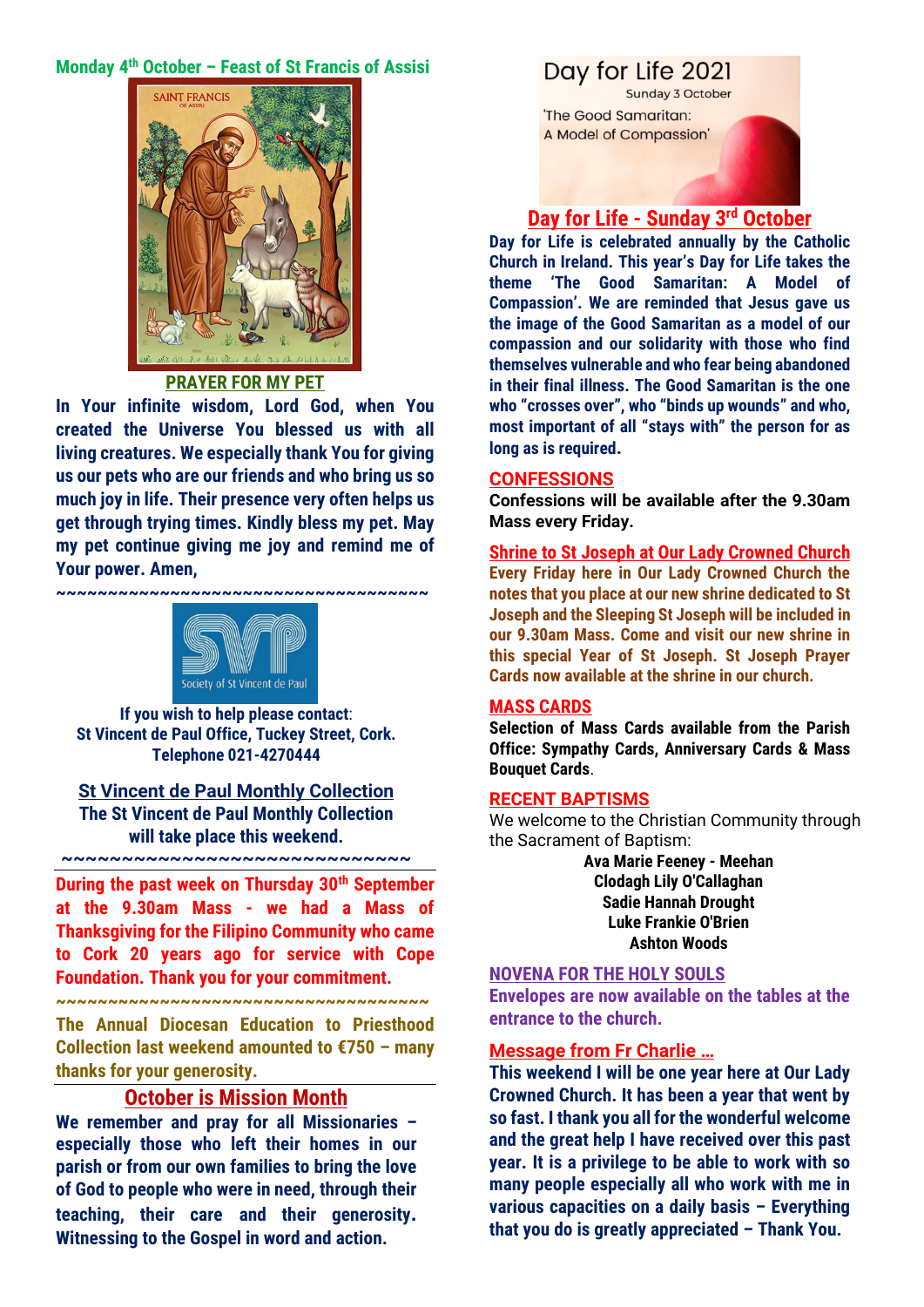## Monday 4th October – Feast of St Francis of Assisi

**PRAYER FOR MY PET**

**In Your infinite wisdom, Lord God, when You created the Universe You blessed us with all living creatures. We especially thank You for giving us our pets who are our friends and who bring us so much joy in life. Their presence very often helps us get through trying times. Kindly bless my pet. May my pet continue giving me joy and remind me of Your power. Amen,**

~~~~~~~~~~~~~~~~~~~~~~~~~~~~~~~~~~~~~~~

Society of St Vincent de Paul

**If you wish to help please contact**:
**St Vincent de Paul Office, Tuckey Street, Cork.**
**Telephone 021-4270444**

## St Vincent de Paul Monthly Collection

**The St Vincent de Paul Monthly Collection will take place this weekend.**

~~~~~~~~~~~~~~~~~~~~~~~~~~~~~~

**During the past week on Thursday 30th September at the 9.30am Mass - we had a Mass of Thanksgiving for the Filipino Community who came to Cork 20 years ago for service with Cope Foundation. Thank you for your commitment.**

~~~~~~~~~~~~~~~~~~~~~~~~~~~~~~~~~~~~~~~

**The Annual Diocesan Education to Priesthood Collection last weekend amounted to €750 – many thanks for your generosity.**

## October is Mission Month

**We remember and pray for all Missionaries – especially those who left their homes in our parish or from our own families to bring the love of God to people who were in need, through their teaching, their care and their generosity. Witnessing to the Gospel in word and action.**

Day for Life 2021
Sunday 3 October
'The Good Samaritan: A Model of Compassion'

## Day for Life - Sunday 3rd October

**Day for Life is celebrated annually by the Catholic Church in Ireland. This year's Day for Life takes the theme 'The Good Samaritan: A Model of Compassion'. We are reminded that Jesus gave us the image of the Good Samaritan as a model of our compassion and our solidarity with those who find themselves vulnerable and who fear being abandoned in their final illness. The Good Samaritan is the one who "crosses over", who "binds up wounds" and who, most important of all "stays with" the person for as long as is required.**

## CONFESSIONS

**Confessions will be available after the 9.30am Mass every Friday.**

## Shrine to St Joseph at Our Lady Crowned Church

**Every Friday here in Our Lady Crowned Church the notes that you place at our new shrine dedicated to St Joseph and the Sleeping St Joseph will be included in our 9.30am Mass. Come and visit our new shrine in this special Year of St Joseph. St Joseph Prayer Cards now available at the shrine in our church.**

## MASS CARDS

**Selection of Mass Cards available from the Parish Office: Sympathy Cards, Anniversary Cards & Mass Bouquet Cards**.

## RECENT BAPTISMS

We welcome to the Christian Community through the Sacrament of Baptism:

**Ava Marie Feeney - Meehan**
**Clodagh Lily O'Callaghan**
**Sadie Hannah Drought**
**Luke Frankie O'Brien**
**Ashton Woods**

## NOVENA FOR THE HOLY SOULS

**Envelopes are now available on the tables at the entrance to the church.**

## Message from Fr Charlie …

**This weekend I will be one year here at Our Lady Crowned Church. It has been a year that went by so fast. I thank you all for the wonderful welcome and the great help I have received over this past year. It is a privilege to be able to work with so many people especially all who work with me in various capacities on a daily basis – Everything that you do is greatly appreciated – Thank You.**